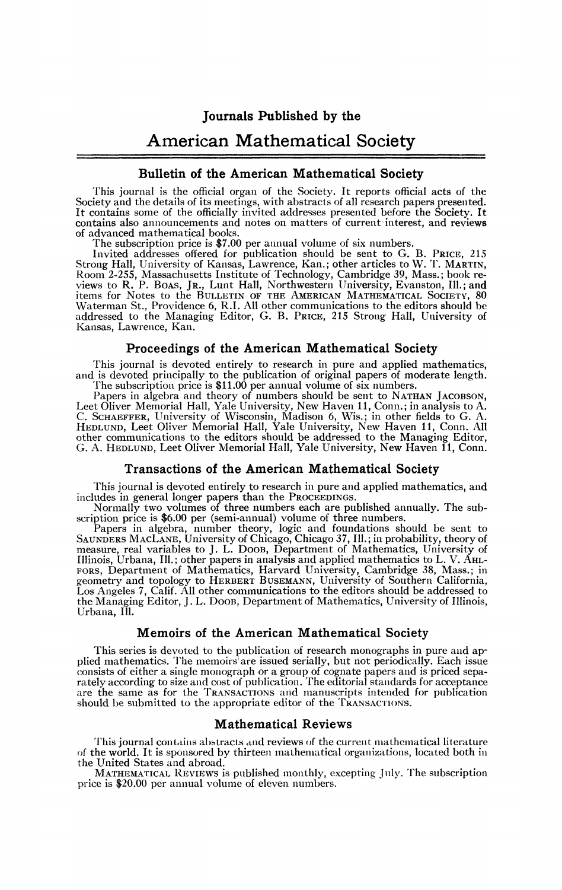# Journals Published by the

# American Mathematical Society

## Bulletin of the American Mathematical Society

This journal is the official organ of the Society. It reports official acts of the Society and the details of its meetings, with abstracts of all research papers presented. It contains some of the officially invited addresses presented before the Society. It contains also announcements and notes on matters of current interest, and reviews of advanced mathematical books.

The subscription price is $7.00 per annual volume of six numbers.

Invited addresses offered for publication should be sent to G. B. PRICE, 215 Strong Hall, University of Kansas, Lawrence, Kan.; other articles to W. T. MARTIN, Room 2-255, Massachusetts Institute of Technology, Cambridge 39, Mass.; book reviews to R. P. BOAS, JR., Lunt Hall, Northwestern University, Evanston, Ill.; and items for Notes to the BULLETIN OF THE AMERICAN MATHEMATICAL SOCIETY, 80 Waterman St., Providence 6, R.I. All other communications to the editors should be addressed to the Managing Editor, G. B. PRICE, 215 Strong Hall, University of Kansas, Lawrence, Kan.

## Proceedings of the American Mathematical Society

This journal is devoted entirely to research in pure and applied mathematics, and is devoted principally to the publication of original papers of moderate length.

The subscription price is $11.00 per annual volume of six numbers.

Papers in algebra and theory of numbers should be sent to NATHAN JACOBSON, Leet Oliver Memorial Hall, Yale University, New Haven 11, Conn.; in analysis to A. C. SCHAEFFER, University of Wisconsin, Madison 6, Wis.; in other fields to G. A. HEDLUND, Leet Oliver Memorial Hall, Yale University, New Haven 11, Conn. All other communications to the editors should be addressed to the Managing Editor, G. A. HEDLUND, Leet Oliver Memorial Hall, Yale University, New Haven 11, Conn.

## Transactions of the American Mathematical Society

This journal is devoted entirely to research in pure and applied mathematics, and includes in general longer papers than the PROCEEDINGS.

Normally two volumes of three numbers each are published annually. The subscription price is $6.00 per (semi-annual) volume of three numbers.

Papers in algebra, number theory, logic and foundations should be sent to SAUNDERS MACLANE, University of Chicago, Chicago 37, Ill.; in probability, theory of measure, real variables to J. L. DOOB, Department of Mathematics, University of Illinois, Urbana, Ill.; other papers in analysis and applied mathematics to L. V. AHLFORS, Department of Mathematics, Harvard University, Cambridge 38, Mass.; in geometry and topology to HERBERT BUSEMANN, University of Southern California, Los Angeles 7, Calif. All other communications to the editors should be addressed to the Managing Editor, J. L. DOOB, Department of Mathematics, University of Illinois, Urbana, Ill.

## Memoirs of the American Mathematical Society

This series is devoted to the publication of research monographs in pure and applied mathematics. The memoirs are issued serially, but not periodically. Each issue consists of either a single monograph or a group of cognate papers and is priced separately according to size and cost of publication. The editorial standards for acceptance are the same as for the TRANSACTIONS and manuscripts intended for publication should be submitted to the appropriate editor of the TRANSACTIONS.

## Mathematical Reviews

This journal contains abstracts and reviews of the current mathematical literature of the world. It is sponsored by thirteen mathematical organizations, located both in the United States and abroad.

MATHEMATICAL REVIEWS is published monthly, excepting July. The subscription price is $20.00 per annual volume of eleven numbers.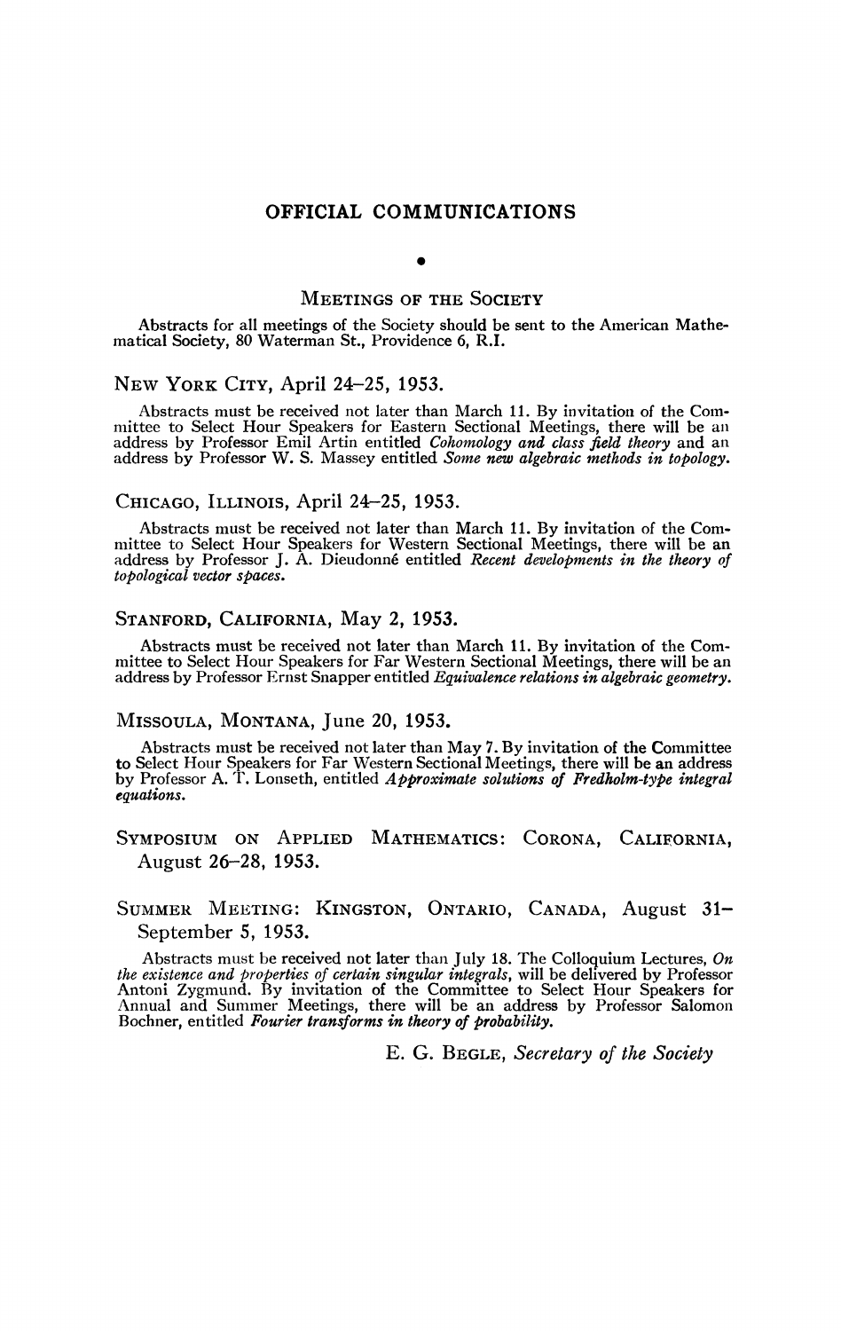# OFFICIAL COMMUNICATIONS

•

## Meetings of the Society

Abstracts for all meetings of the Society should be sent to the American Mathematical Society, 80 Waterman St., Providence 6, R.I.

### New York City, April 24–25, 1953.

Abstracts must be received not later than March 11. By invitation of the Committee to Select Hour Speakers for Eastern Sectional Meetings, there will be an address by Professor Emil Artin entitled *Cohomology and class field theory* and an address by Professor W. S. Massey entitled *Some new algebraic methods in topology.*

### Chicago, Illinois, April 24–25, 1953.

Abstracts must be received not later than March 11. By invitation of the Committee to Select Hour Speakers for Western Sectional Meetings, there will be an address by Professor J. A. Dieudonné entitled *Recent developments in the theory of topological vector spaces.*

### Stanford, California, May 2, 1953.

Abstracts must be received not later than March 11. By invitation of the Committee to Select Hour Speakers for Far Western Sectional Meetings, there will be an address by Professor Ernst Snapper entitled *Equivalence relations in algebraic geometry.*

### Missoula, Montana, June 20, 1953.

Abstracts must be received not later than May 7. By invitation of the Committee to Select Hour Speakers for Far Western Sectional Meetings, there will be an address by Professor A. T. Lonseth, entitled *Approximate solutions of Fredholm-type integral equations.*

### Symposium on Applied Mathematics: Corona, California, August 26–28, 1953.

### Summer Meeting: Kingston, Ontario, Canada, August 31–September 5, 1953.

Abstracts must be received not later than July 18. The Colloquium Lectures, *On the existence and properties of certain singular integrals,* will be delivered by Professor Antoni Zygmund. By invitation of the Committee to Select Hour Speakers for Annual and Summer Meetings, there will be an address by Professor Salomon Bochner, entitled *Fourier transforms in theory of probability.*

E. G. Begle, *Secretary of the Society*